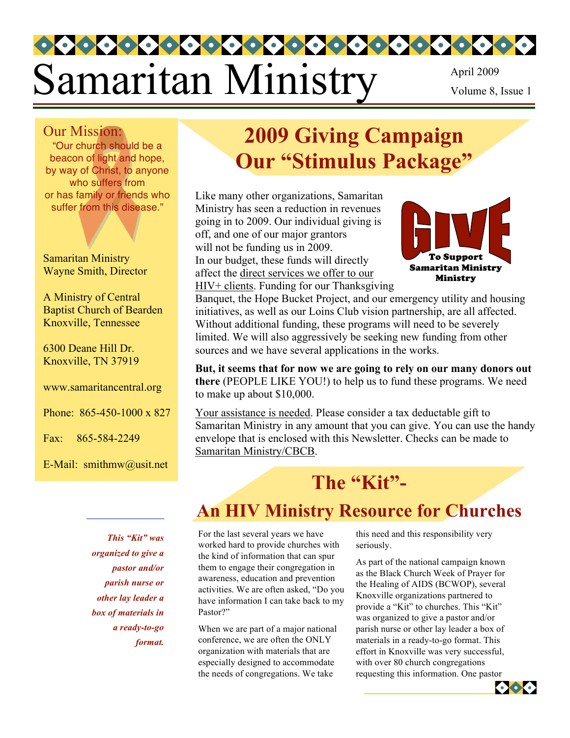# Samaritan Ministry

April 2009
Volume 8, Issue 1

Our Mission:

"Our church should be a beacon of light and hope, by way of Christ, to anyone who suffers from or has family or friends who suffer from this disease."

Samaritan Ministry
Wayne Smith, Director

A Ministry of Central Baptist Church of Bearden
Knoxville, Tennessee

6300 Deane Hill Dr.
Knoxville, TN 37919

www.samaritancentral.org

Phone: 865-450-1000 x 827

Fax: 865-584-2249

E-Mail: smithmw@usit.net

## 2009 Giving Campaign Our "Stimulus Package"

GIVE To Support Samaritan Ministry Ministry

Like many other organizations, Samaritan Ministry has seen a reduction in revenues going in to 2009. Our individual giving is off, and one of our major grantors will not be funding us in 2009. In our budget, these funds will directly affect the direct services we offer to our HIV+ clients. Funding for our Thanksgiving Banquet, the Hope Bucket Project, and our emergency utility and housing initiatives, as well as our Loins Club vision partnership, are all affected. Without additional funding, these programs will need to be severely limited. We will also aggressively be seeking new funding from other sources and we have several applications in the works.

**But, it seems that for now we are going to rely on our many donors out there** (PEOPLE LIKE YOU!) to help us to fund these programs. We need to make up about $10,000.

Your assistance is needed. Please consider a tax deductable gift to Samaritan Ministry in any amount that you can give. You can use the handy envelope that is enclosed with this Newsletter. Checks can be made to Samaritan Ministry/CBCB.

## The "Kit"- An HIV Ministry Resource for Churches

***This "Kit" was organized to give a pastor and/or parish nurse or other lay leader a box of materials in a ready-to-go format.***

For the last several years we have worked hard to provide churches with the kind of information that can spur them to engage their congregation in awareness, education and prevention activities. We are often asked, "Do you have information I can take back to my Pastor?"

When we are part of a major national conference, we are often the ONLY organization with materials that are especially designed to accommodate the needs of congregations. We take this need and this responsibility very seriously.

As part of the national campaign known as the Black Church Week of Prayer for the Healing of AIDS (BCWOP), several Knoxville organizations partnered to provide a "Kit" to churches. This "Kit" was organized to give a pastor and/or parish nurse or other lay leader a box of materials in a ready-to-go format. This effort in Knoxville was very successful, with over 80 church congregations requesting this information. One pastor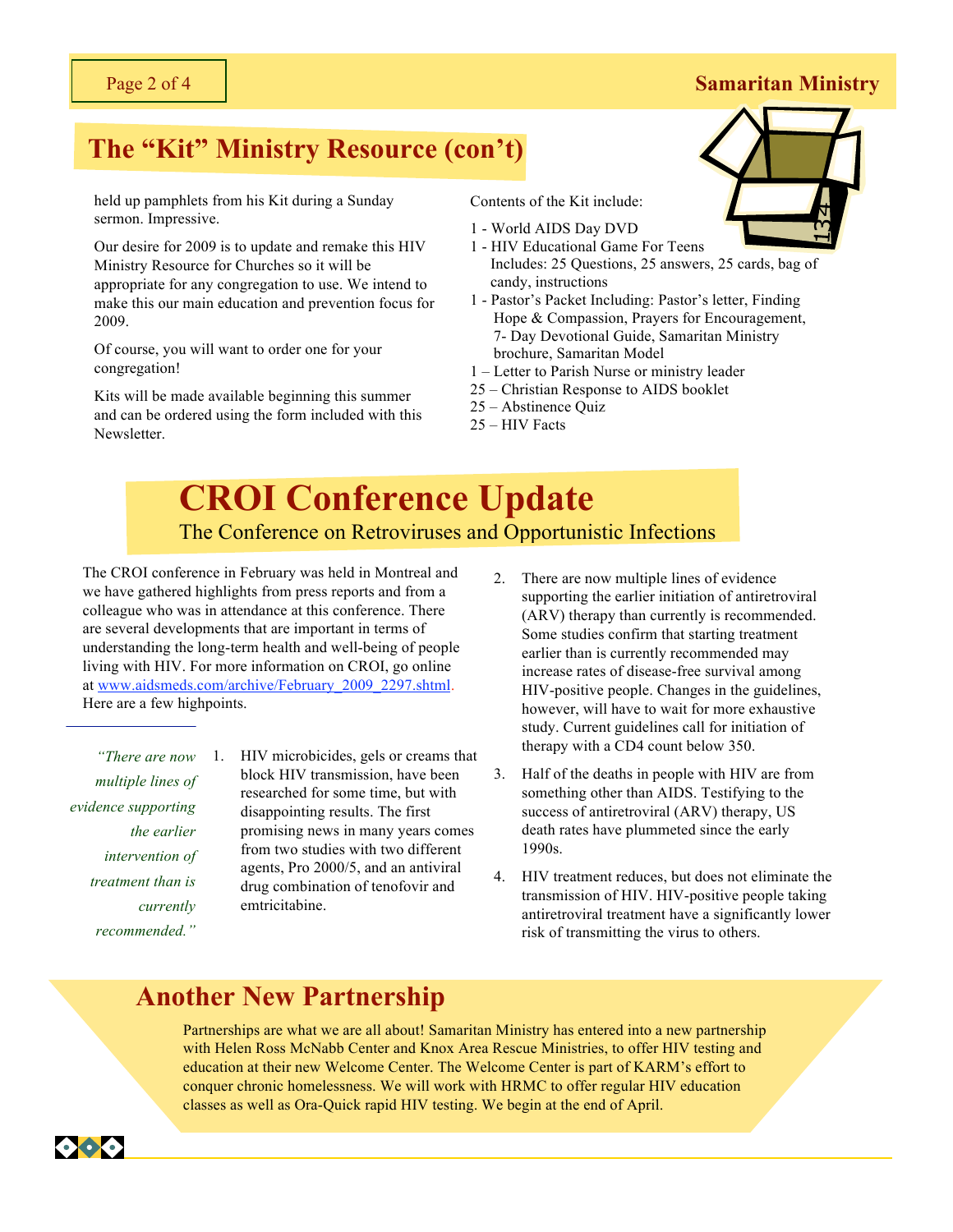## The "Kit" Ministry Resource (con't)

held up pamphlets from his Kit during a Sunday sermon. Impressive.

Our desire for 2009 is to update and remake this HIV Ministry Resource for Churches so it will be appropriate for any congregation to use. We intend to make this our main education and prevention focus for 2009.

Of course, you will want to order one for your congregation!

Kits will be made available beginning this summer and can be ordered using the form included with this Newsletter.

Contents of the Kit include:

1 - World AIDS Day DVD
1 - HIV Educational Game For Teens
  Includes: 25 Questions, 25 answers, 25 cards, bag of candy, instructions
1 - Pastor's Packet Including: Pastor's letter, Finding Hope & Compassion, Prayers for Encouragement, 7- Day Devotional Guide, Samaritan Ministry brochure, Samaritan Model
1 – Letter to Parish Nurse or ministry leader
25 – Christian Response to AIDS booklet
25 – Abstinence Quiz
25 – HIV Facts

# CROI Conference Update

### The Conference on Retroviruses and Opportunistic Infections

The CROI conference in February was held in Montreal and we have gathered highlights from press reports and from a colleague who was in attendance at this conference. There are several developments that are important in terms of understanding the long-term health and well-being of people living with HIV. For more information on CROI, go online at www.aidsmeds.com/archive/February_2009_2297.shtml. Here are a few highpoints.

*"There are now multiple lines of evidence supporting the earlier intervention of treatment than is currently recommended."*

1. HIV microbicides, gels or creams that block HIV transmission, have been researched for some time, but with disappointing results. The first promising news in many years comes from two studies with two different agents, Pro 2000/5, and an antiviral drug combination of tenofovir and emtricitabine.
2. There are now multiple lines of evidence supporting the earlier initiation of antiretroviral (ARV) therapy than currently is recommended. Some studies confirm that starting treatment earlier than is currently recommended may increase rates of disease-free survival among HIV-positive people. Changes in the guidelines, however, will have to wait for more exhaustive study. Current guidelines call for initiation of therapy with a CD4 count below 350.
3. Half of the deaths in people with HIV are from something other than AIDS. Testifying to the success of antiretroviral (ARV) therapy, US death rates have plummeted since the early 1990s.
4. HIV treatment reduces, but does not eliminate the transmission of HIV. HIV-positive people taking antiretroviral treatment have a significantly lower risk of transmitting the virus to others.

## Another New Partnership

Partnerships are what we are all about! Samaritan Ministry has entered into a new partnership with Helen Ross McNabb Center and Knox Area Rescue Ministries, to offer HIV testing and education at their new Welcome Center. The Welcome Center is part of KARM's effort to conquer chronic homelessness. We will work with HRMC to offer regular HIV education classes as well as Ora-Quick rapid HIV testing. We begin at the end of April.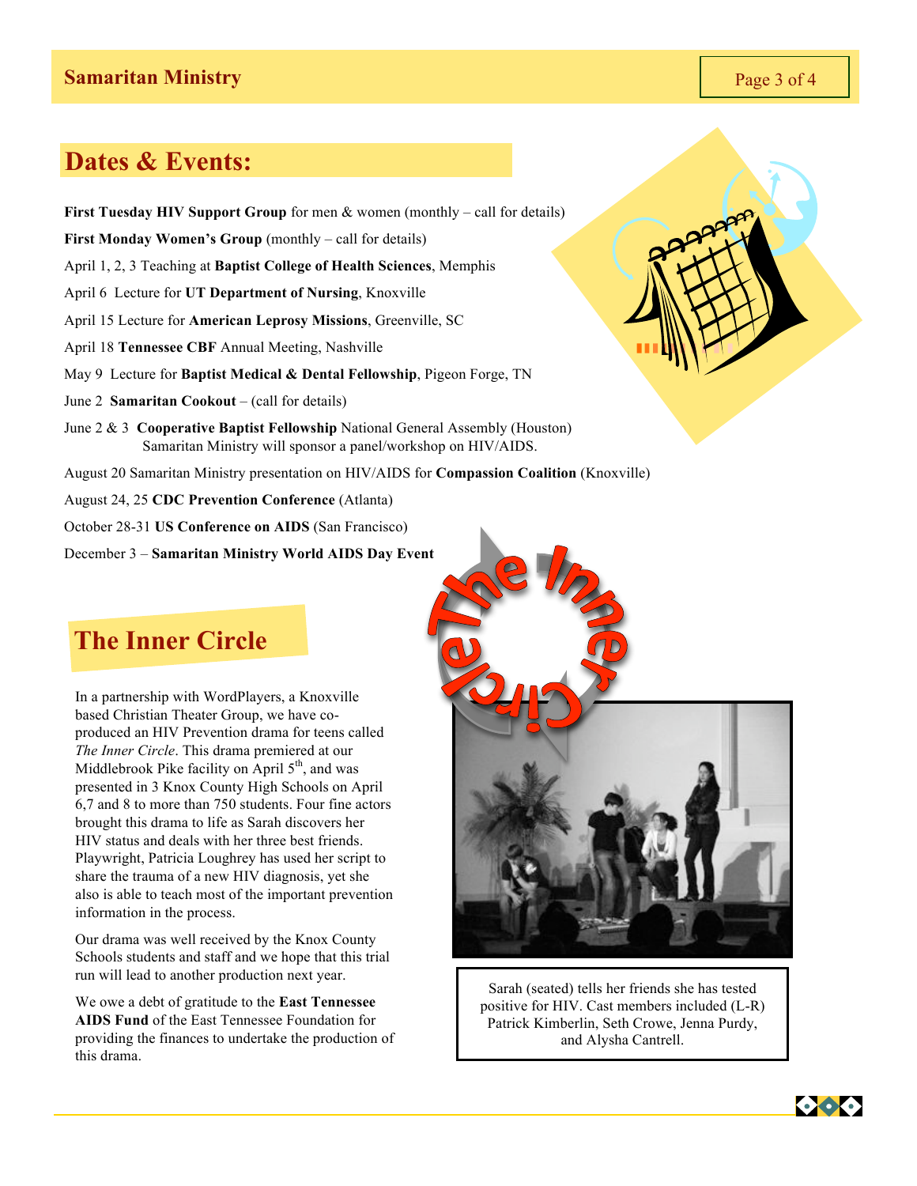## Dates & Events:

**First Tuesday HIV Support Group** for men & women (monthly – call for details)

**First Monday Women's Group** (monthly – call for details)

April 1, 2, 3 Teaching at **Baptist College of Health Sciences**, Memphis

April 6 Lecture for **UT Department of Nursing**, Knoxville

April 15 Lecture for **American Leprosy Missions**, Greenville, SC

April 18 **Tennessee CBF** Annual Meeting, Nashville

May 9 Lecture for **Baptist Medical & Dental Fellowship**, Pigeon Forge, TN

June 2 **Samaritan Cookout** – (call for details)

June 2 & 3 **Cooperative Baptist Fellowship** National General Assembly (Houston) Samaritan Ministry will sponsor a panel/workshop on HIV/AIDS.

August 20 Samaritan Ministry presentation on HIV/AIDS for **Compassion Coalition** (Knoxville)

August 24, 25 **CDC Prevention Conference** (Atlanta)

October 28-31 **US Conference on AIDS** (San Francisco)

December 3 – **Samaritan Ministry World AIDS Day Event**

## The Inner Circle

In a partnership with WordPlayers, a Knoxville based Christian Theater Group, we have co-produced an HIV Prevention drama for teens called *The Inner Circle*. This drama premiered at our Middlebrook Pike facility on April 5th, and was presented in 3 Knox County High Schools on April 6,7 and 8 to more than 750 students. Four fine actors brought this drama to life as Sarah discovers her HIV status and deals with her three best friends. Playwright, Patricia Loughrey has used her script to share the trauma of a new HIV diagnosis, yet she also is able to teach most of the important prevention information in the process.

Our drama was well received by the Knox County Schools students and staff and we hope that this trial run will lead to another production next year.

We owe a debt of gratitude to the **East Tennessee AIDS Fund** of the East Tennessee Foundation for providing the finances to undertake the production of this drama.

Sarah (seated) tells her friends she has tested positive for HIV. Cast members included (L-R) Patrick Kimberlin, Seth Crowe, Jenna Purdy, and Alysha Cantrell.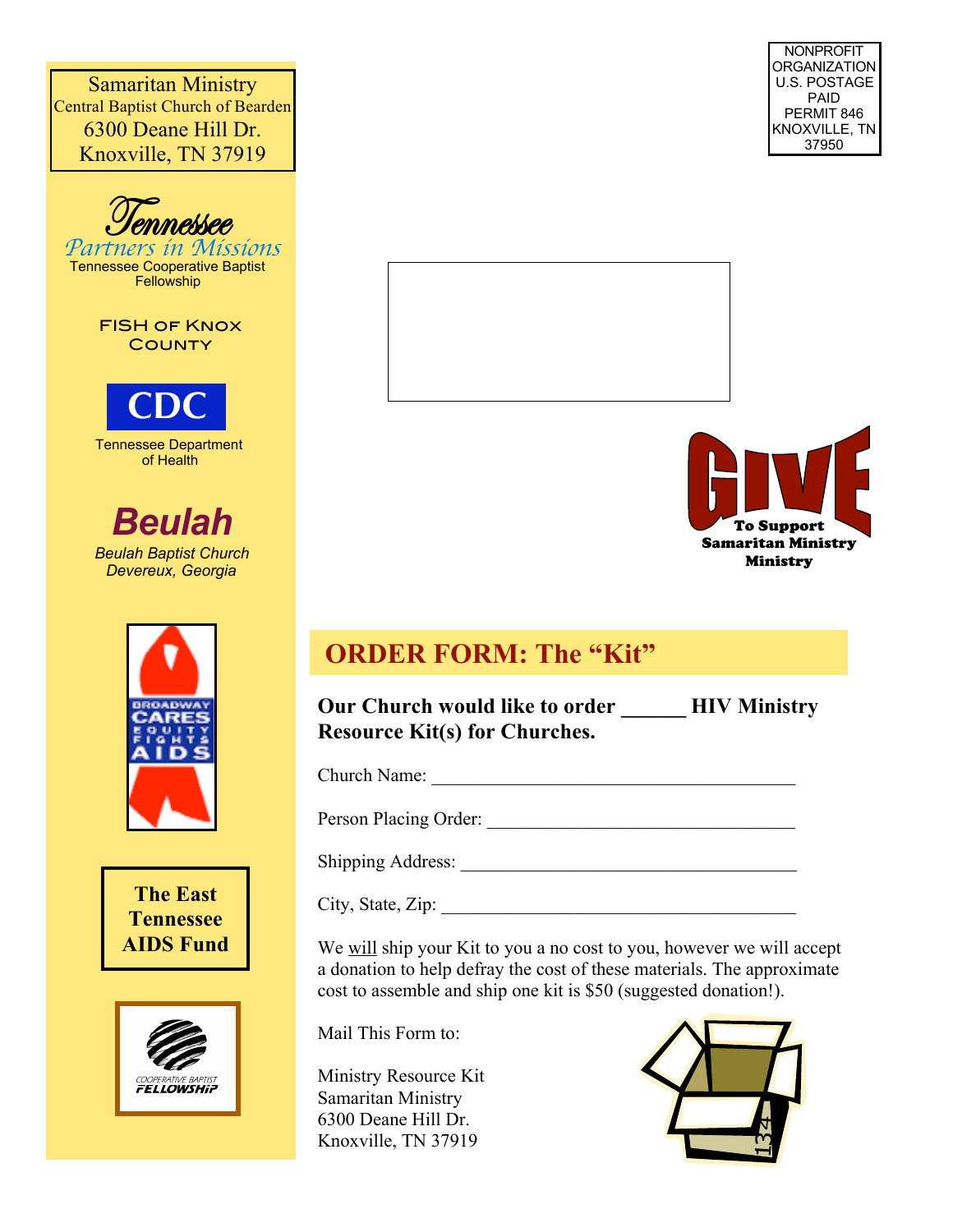Samaritan Ministry
Central Baptist Church of Bearden
6300 Deane Hill Dr.
Knoxville, TN 37919

Tennessee
Partners in Missions
Tennessee Cooperative Baptist Fellowship

FISH of Knox County

CDC

Tennessee Department of Health

**Beulah**
*Beulah Baptist Church*
*Devereux, Georgia*

BROADWAY CARES EQUITY FIGHTS AIDS

**The East Tennessee AIDS Fund**

COOPERATIVE BAPTIST FELLOWSHIP

NONPROFIT ORGANIZATION
U.S. POSTAGE PAID
PERMIT 846
KNOXVILLE, TN 37950

**GIVE**
**To Support Samaritan Ministry Ministry**

## ORDER FORM: The "Kit"

**Our Church would like to order ______ HIV Ministry Resource Kit(s) for Churches.**

Church Name: ________________________________________

Person Placing Order: __________________________________

Shipping Address: _____________________________________

City, State, Zip: _______________________________________

We will ship your Kit to you a no cost to you, however we will accept a donation to help defray the cost of these materials. The approximate cost to assemble and ship one kit is $50 (suggested donation!).

Mail This Form to:

Ministry Resource Kit
Samaritan Ministry
6300 Deane Hill Dr.
Knoxville, TN 37919